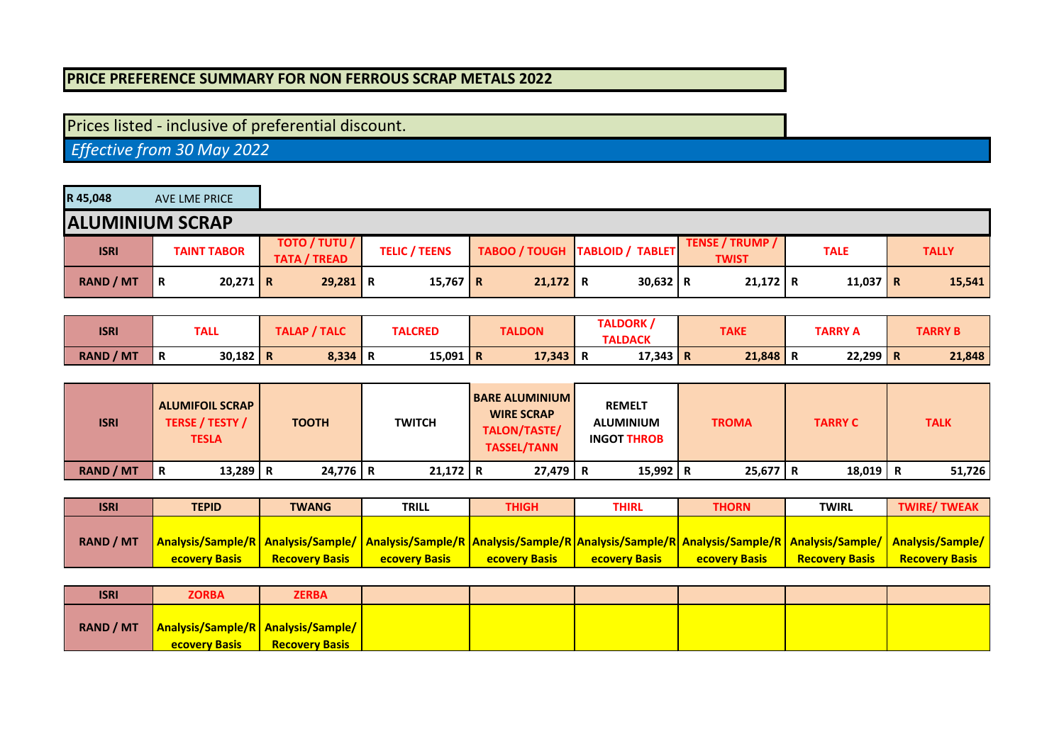# PRICE PREFERENCE SUMMARY FOR NON FERROUS SCRAP METALS 2022

Prices listed - inclusive of preferential discount.

*Effective from 30 May 2022*

| R 45,048 | AVE LME PRICE |
|---|---|

## ALUMINIUM SCRAP

| ISRI | TAINT TABOR | TOTO / TUTU / TATA / TREAD | TELIC / TEENS | TABOO / TOUGH | TABLOID / TABLET | TENSE / TRUMP / TWIST | TALE | TALLY |
|---|---|---|---|---|---|---|---|---|
| RAND / MT | R 20,271 | R 29,281 | R 15,767 | R 21,172 | R 30,632 | R 21,172 | R 11,037 | R 15,541 |

| ISRI | TALL | TALAP / TALC | TALCRED | TALDON | TALDORK / TALDACK | TAKE | TARRY A | TARRY B |
|---|---|---|---|---|---|---|---|---|
| RAND / MT | R 30,182 | R 8,334 | R 15,091 | R 17,343 | R 17,343 | R 21,848 | R 22,299 | R 21,848 |

| ISRI | ALUMIFOIL SCRAP TERSE / TESTY / TESLA | TOOTH | TWITCH | BARE ALUMINIUM WIRE SCRAP TALON/TASTE/ TASSEL/TANN | REMELT ALUMINIUM INGOT THROB | TROMA | TARRY C | TALK |
|---|---|---|---|---|---|---|---|---|
| RAND / MT | R 13,289 | R 24,776 | R 21,172 | R 27,479 | R 15,992 | R 25,677 | R 18,019 | R 51,726 |

| ISRI | TEPID | TWANG | TRILL | THIGH | THIRL | THORN | TWIRL | TWIRE/ TWEAK |
|---|---|---|---|---|---|---|---|---|
| RAND / MT | Analysis/Sample/Recovery Basis | Analysis/Sample/ Recovery Basis | Analysis/Sample/Recovery Basis | Analysis/Sample/Recovery Basis | Analysis/Sample/Recovery Basis | Analysis/Sample/Recovery Basis | Analysis/Sample/ Recovery Basis | Analysis/Sample/ Recovery Basis |

| ISRI | ZORBA | ZERBA | | | | | | |
|---|---|---|---|---|---|---|---|---|
| RAND / MT | Analysis/Sample/Recovery Basis | Analysis/Sample/ Recovery Basis | | | | | | |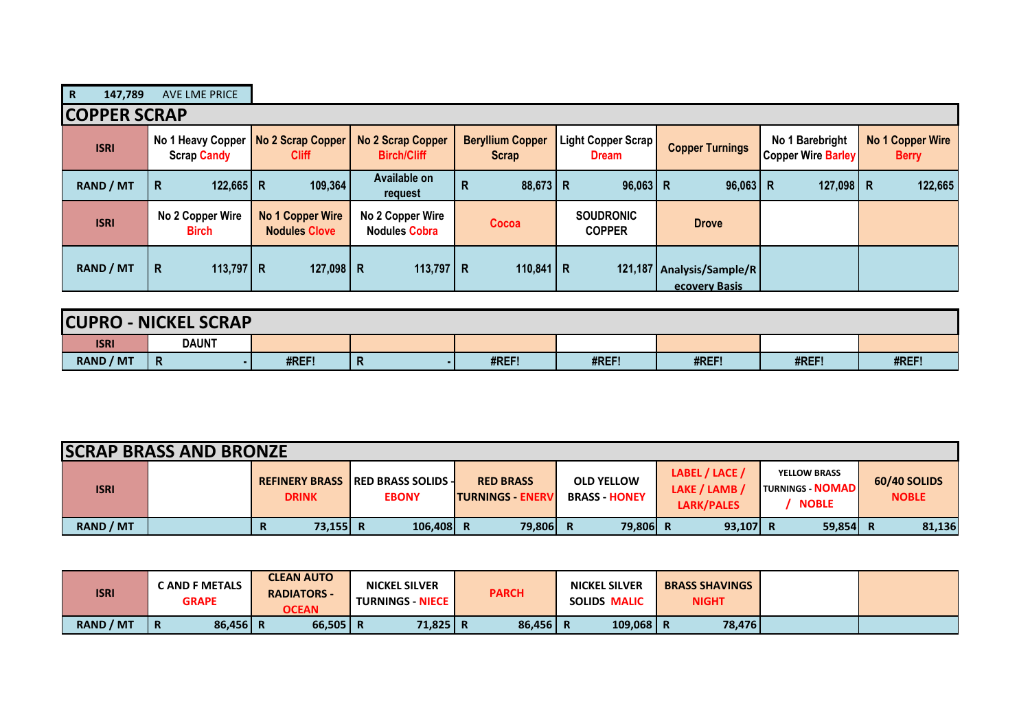| R | 147,789 | AVE LME PRICE |
|---|---|---|

## COPPER SCRAP

| ISRI | No 1 Heavy Copper Scrap Candy | No 2 Scrap Copper Cliff | No 2 Scrap Copper Birch/Cliff | Beryllium Copper Scrap | Light Copper Scrap Dream | Copper Turnings | No 1 Barebright Copper Wire Barley | No 1 Copper Wire Berry |
|---|---|---|---|---|---|---|---|---|
| RAND / MT | R 122,665 | R 109,364 | Available on request | R 88,673 | R 96,063 | R 96,063 | R 127,098 | R 122,665 |
| ISRI | No 2 Copper Wire Birch | No 1 Copper Wire Nodules Clove | No 2 Copper Wire Nodules Cobra | Cocoa | SOUDRONIC COPPER | Drove | | |
| RAND / MT | R 113,797 | R 127,098 | R 113,797 | R 110,841 | R 121,187 | Analysis/Sample/Recovery Basis | | |

## CUPRO - NICKEL SCRAP

| ISRI | DAUNT | | | | | | | |
|---|---|---|---|---|---|---|---|---|
| RAND / MT | R - | #REF! | R - | #REF! | #REF! | #REF! | #REF! | #REF! |

## SCRAP BRASS AND BRONZE

| ISRI | | REFINERY BRASS DRINK | RED BRASS SOLIDS - EBONY | RED BRASS TURNINGS - ENERV | OLD YELLOW BRASS - HONEY | LABEL / LACE / LAKE / LAMB / LARK/PALES | YELLOW BRASS TURNINGS - NOMAD / NOBLE | 60/40 SOLIDS NOBLE |
|---|---|---|---|---|---|---|---|---|
| RAND / MT | | R 73,155 | R 106,408 | R 79,806 | R 79,806 | R 93,107 | R 59,854 | R 81,136 |

| ISRI | C AND F METALS GRAPE | CLEAN AUTO RADIATORS - OCEAN | NICKEL SILVER TURNINGS - NIECE | PARCH | NICKEL SILVER SOLIDS MALIC | BRASS SHAVINGS NIGHT | | |
|---|---|---|---|---|---|---|---|---|
| RAND / MT | R 86,456 | R 66,505 | R 71,825 | R 86,456 | R 109,068 | R 78,476 | | |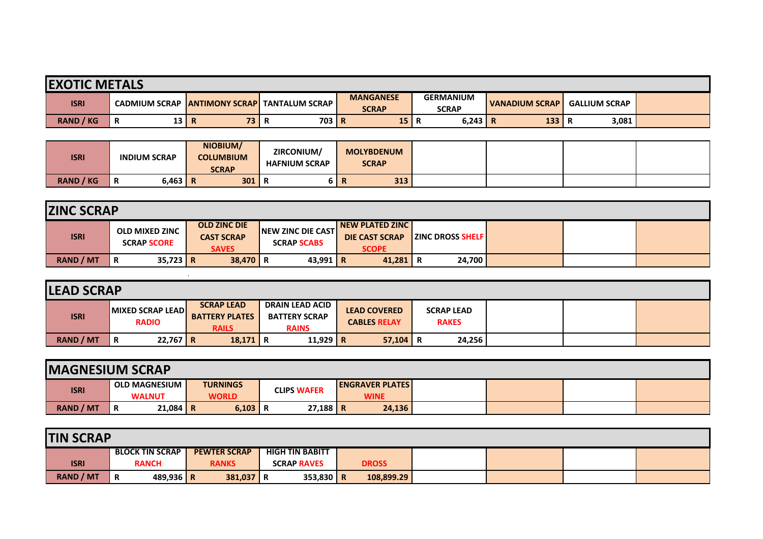## EXOTIC METALS

| ISRI | CADMIUM SCRAP | ANTIMONY SCRAP | TANTALUM SCRAP | MANGANESE SCRAP | GERMANIUM SCRAP | VANADIUM SCRAP | GALLIUM SCRAP | |
|---|---|---|---|---|---|---|---|---|
| RAND / KG | R 13 | R 73 | R 703 | R 15 | R 6,243 | R 133 | R 3,081 | |

| ISRI | INDIUM SCRAP | NIOBIUM/ COLUMBIUM SCRAP | ZIRCONIUM/ HAFNIUM SCRAP | MOLYBDENUM SCRAP | | | | |
|---|---|---|---|---|---|---|---|---|
| RAND / KG | R 6,463 | R 301 | R 6 | R 313 | | | | |

## ZINC SCRAP

| ISRI | OLD MIXED ZINC SCRAP SCORE | OLD ZINC DIE CAST SCRAP SAVES | NEW ZINC DIE CAST SCRAP SCABS | NEW PLATED ZINC DIE CAST SCRAP SCOPE | ZINC DROSS SHELF | | | |
|---|---|---|---|---|---|---|---|---|
| RAND / MT | R 35,723 | R 38,470 | R 43,991 | R 41,281 | R 24,700 | | | |

## LEAD SCRAP

| ISRI | MIXED SCRAP LEAD RADIO | SCRAP LEAD BATTERY PLATES RAILS | DRAIN LEAD ACID BATTERY SCRAP RAINS | LEAD COVERED CABLES RELAY | SCRAP LEAD RAKES | | | |
|---|---|---|---|---|---|---|---|---|
| RAND / MT | R 22,767 | R 18,171 | R 11,929 | R 57,104 | R 24,256 | | | |

## MAGNESIUM SCRAP

| ISRI | OLD MAGNESIUM WALNUT | TURNINGS WORLD | CLIPS WAFER | ENGRAVER PLATES WINE | | | | |
|---|---|---|---|---|---|---|---|---|
| RAND / MT | R 21,084 | R 6,103 | R 27,188 | R 24,136 | | | | |

## TIN SCRAP

| ISRI | BLOCK TIN SCRAP RANCH | PEWTER SCRAP RANKS | HIGH TIN BABITT SCRAP RAVES | DROSS | | | | |
|---|---|---|---|---|---|---|---|---|
| RAND / MT | R 489,936 | R 381,037 | R 353,830 | R 108,899.29 | | | | |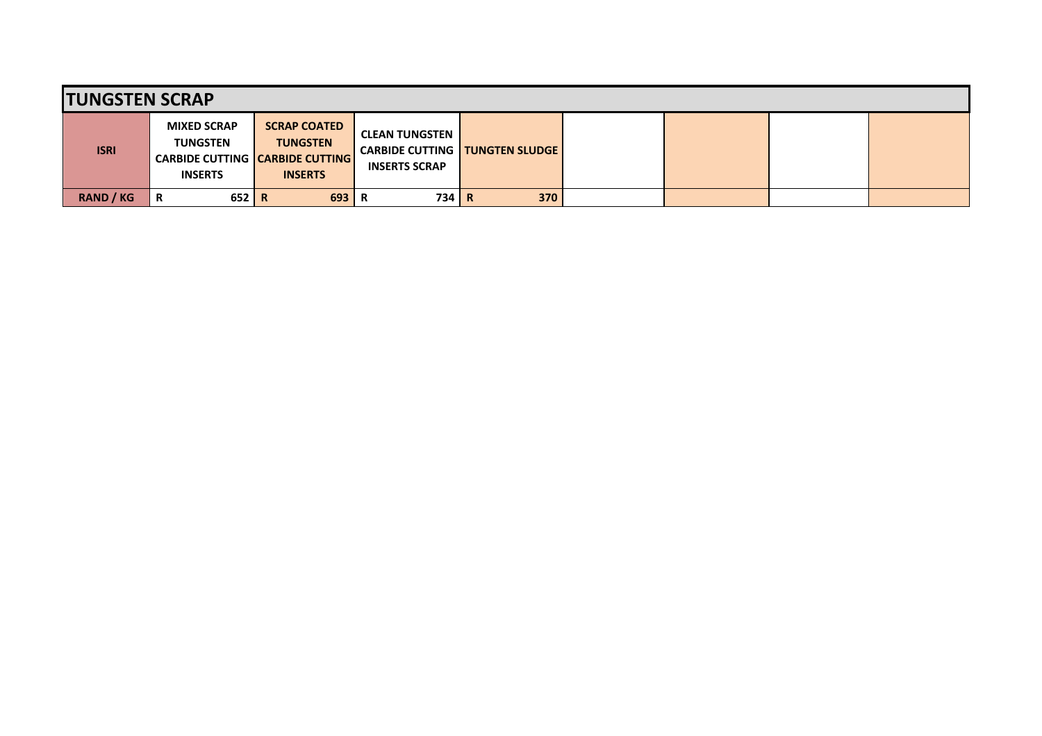## TUNGSTEN SCRAP

| ISRI | MIXED SCRAP TUNGSTEN CARBIDE CUTTING INSERTS | SCRAP COATED TUNGSTEN CARBIDE CUTTING INSERTS | CLEAN TUNGSTEN CARBIDE CUTTING INSERTS SCRAP | TUNGTEN SLUDGE | | | | |
|---|---|---|---|---|---|---|---|---|
| RAND / KG | R 652 | R 693 | R 734 | R 370 | | | | |